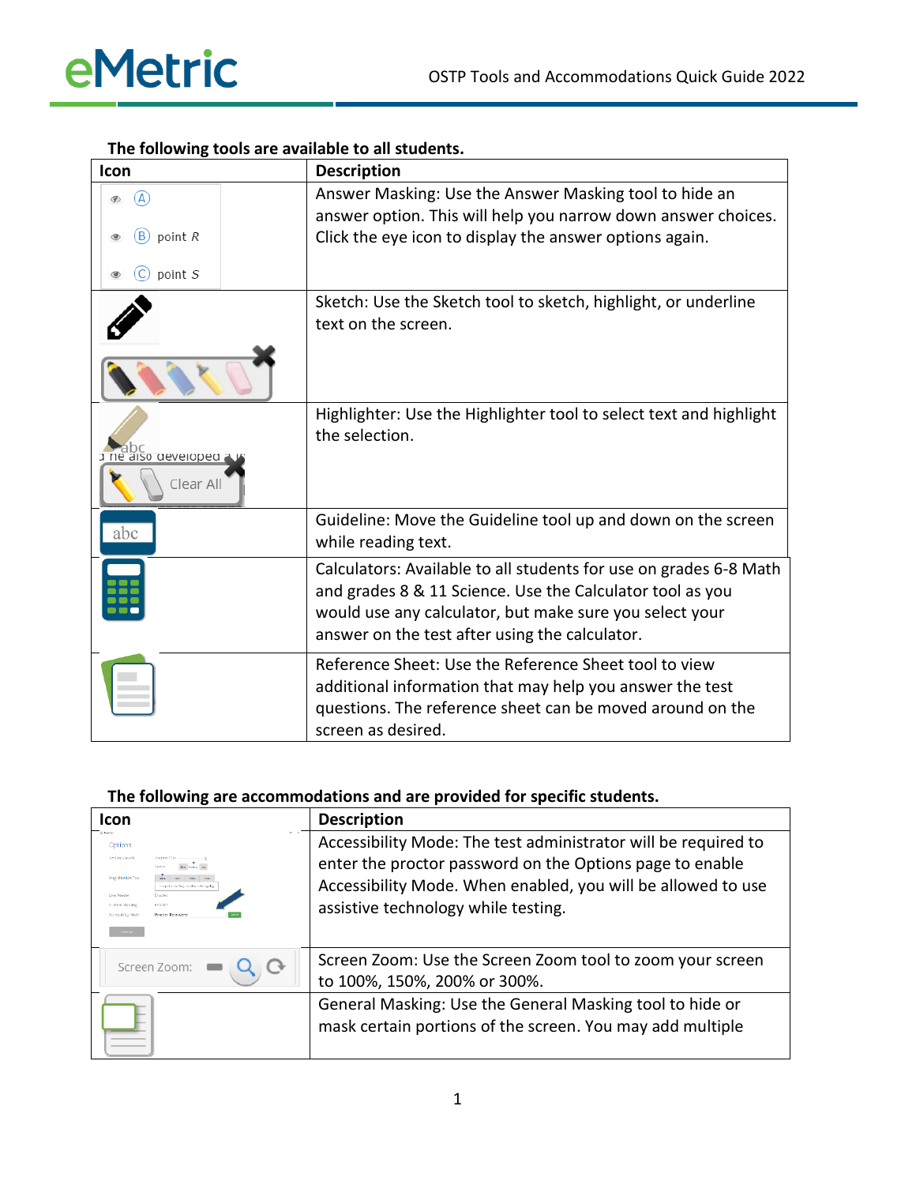**The following tools are available to all students.**

| Icon | Description |
|---|---|
| A / B point R / C point S | Answer Masking: Use the Answer Masking tool to hide an answer option. This will help you narrow down answer choices. Click the eye icon to display the answer options again. |
| | Sketch: Use the Sketch tool to sketch, highlight, or underline text on the screen. |
| abc / Clear All | Highlighter: Use the Highlighter tool to select text and highlight the selection. |
| abc | Guideline: Move the Guideline tool up and down on the screen while reading text. |
| | Calculators: Available to all students for use on grades 6-8 Math and grades 8 & 11 Science. Use the Calculator tool as you would use any calculator, but make sure you select your answer on the test after using the calculator. |
| | Reference Sheet: Use the Reference Sheet tool to view additional information that may help you answer the test questions. The reference sheet can be moved around on the screen as desired. |

**The following are accommodations and are provided for specific students.**

| Icon | Description |
|---|---|
| Options | Accessibility Mode: The test administrator will be required to enter the proctor password on the Options page to enable Accessibility Mode. When enabled, you will be allowed to use assistive technology while testing. |
| Screen Zoom: | Screen Zoom: Use the Screen Zoom tool to zoom your screen to 100%, 150%, 200% or 300%. |
| | General Masking: Use the General Masking tool to hide or mask certain portions of the screen. You may add multiple |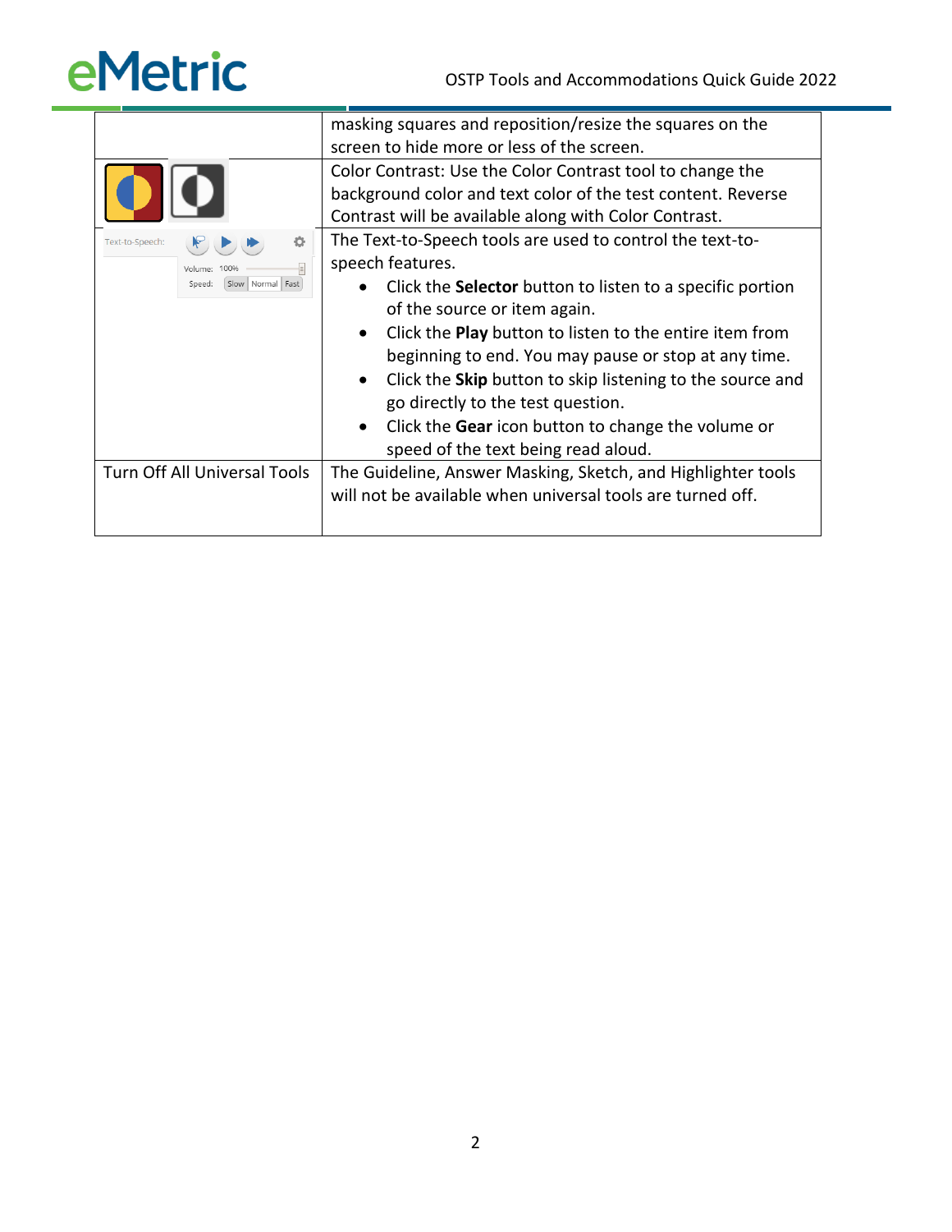| | |
|---|---|
| | masking squares and reposition/resize the squares on the screen to hide more or less of the screen. |
| | Color Contrast: Use the Color Contrast tool to change the background color and text color of the test content. Reverse Contrast will be available along with Color Contrast. |
| Text-to-Speech: Volume: 100% Speed: Slow Normal Fast | The Text-to-Speech tools are used to control the text-to-speech features.<br>• Click the **Selector** button to listen to a specific portion of the source or item again.<br>• Click the **Play** button to listen to the entire item from beginning to end. You may pause or stop at any time.<br>• Click the **Skip** button to skip listening to the source and go directly to the test question.<br>• Click the **Gear** icon button to change the volume or speed of the text being read aloud. |
| Turn Off All Universal Tools | The Guideline, Answer Masking, Sketch, and Highlighter tools will not be available when universal tools are turned off. |